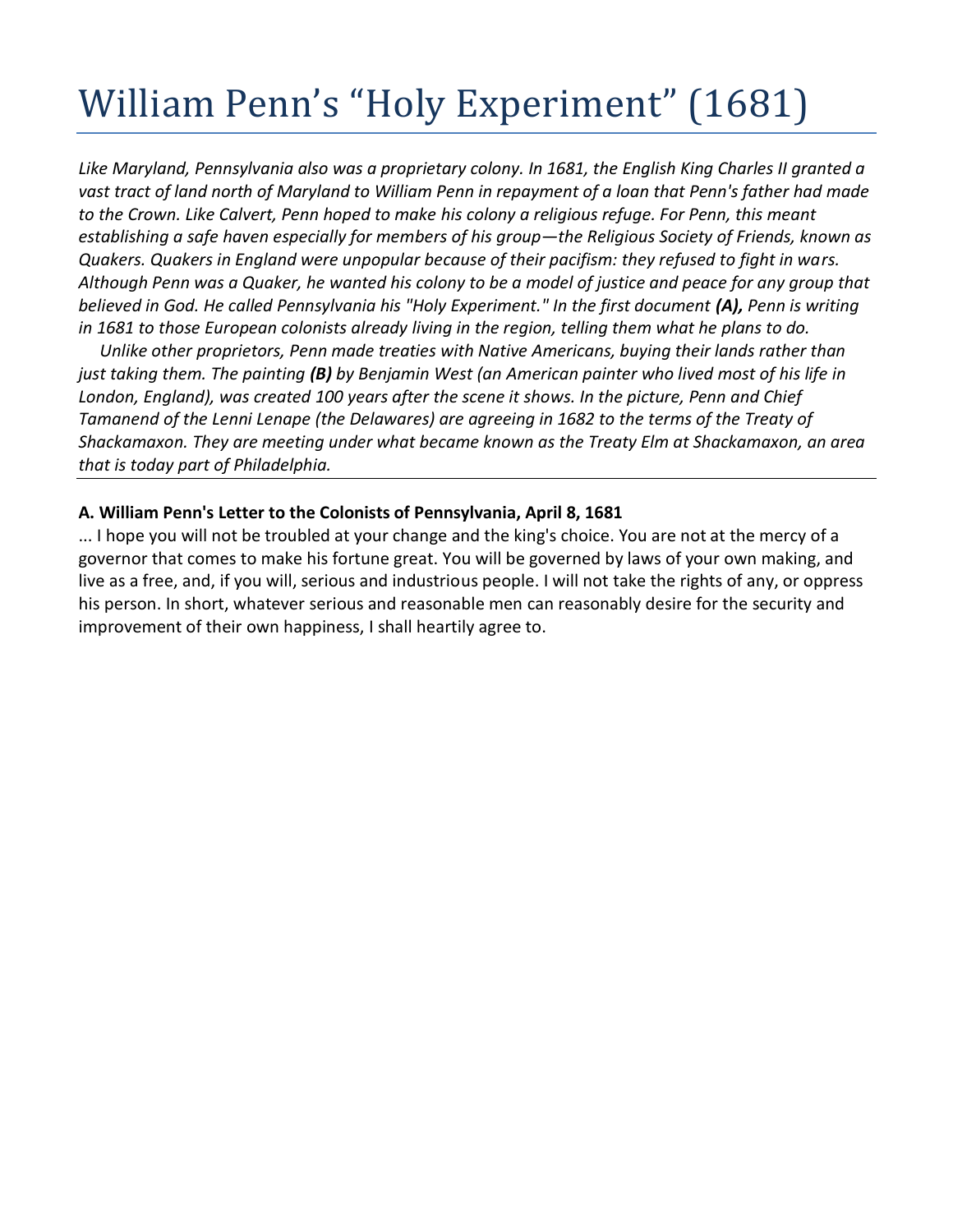# William Penn's "Holy Experiment" (1681)

*Like Maryland, Pennsylvania also was a proprietary colony. In 1681, the English King Charles II granted a vast tract of land north of Maryland to William Penn in repayment of a loan that Penn's father had made to the Crown. Like Calvert, Penn hoped to make his colony a religious refuge. For Penn, this meant establishing a safe haven especially for members of his group—the Religious Society of Friends, known as Quakers. Quakers in England were unpopular because of their pacifism: they refused to fight in wars. Although Penn was a Quaker, he wanted his colony to be a model of justice and peace for any group that believed in God. He called Pennsylvania his "Holy Experiment." In the first document* ***(A),*** *Penn is writing in 1681 to those European colonists already living in the region, telling them what he plans to do.*

*Unlike other proprietors, Penn made treaties with Native Americans, buying their lands rather than just taking them. The painting* ***(B)*** *by Benjamin West (an American painter who lived most of his life in London, England), was created 100 years after the scene it shows. In the picture, Penn and Chief Tamanend of the Lenni Lenape (the Delawares) are agreeing in 1682 to the terms of the Treaty of Shackamaxon. They are meeting under what became known as the Treaty Elm at Shackamaxon, an area that is today part of Philadelphia.*

---

**A. William Penn's Letter to the Colonists of Pennsylvania, April 8, 1681**

... I hope you will not be troubled at your change and the king's choice. You are not at the mercy of a governor that comes to make his fortune great. You will be governed by laws of your own making, and live as a free, and, if you will, serious and industrious people. I will not take the rights of any, or oppress his person. In short, whatever serious and reasonable men can reasonably desire for the security and improvement of their own happiness, I shall heartily agree to.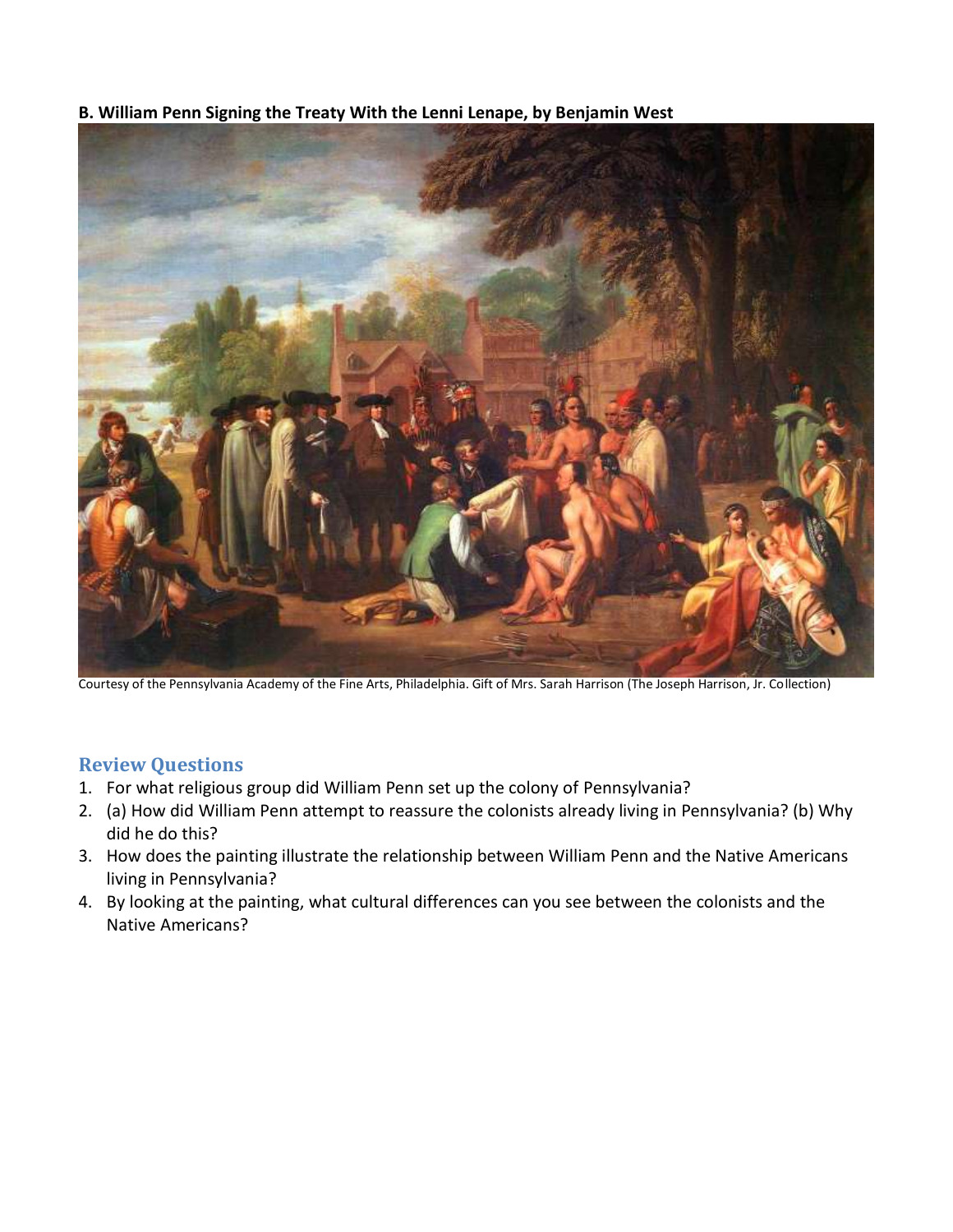**B. William Penn Signing the Treaty With the Lenni Lenape, by Benjamin West**

Courtesy of the Pennsylvania Academy of the Fine Arts, Philadelphia. Gift of Mrs. Sarah Harrison (The Joseph Harrison, Jr. Collection)

## Review Questions

1. For what religious group did William Penn set up the colony of Pennsylvania?
2. (a) How did William Penn attempt to reassure the colonists already living in Pennsylvania? (b) Why did he do this?
3. How does the painting illustrate the relationship between William Penn and the Native Americans living in Pennsylvania?
4. By looking at the painting, what cultural differences can you see between the colonists and the Native Americans?